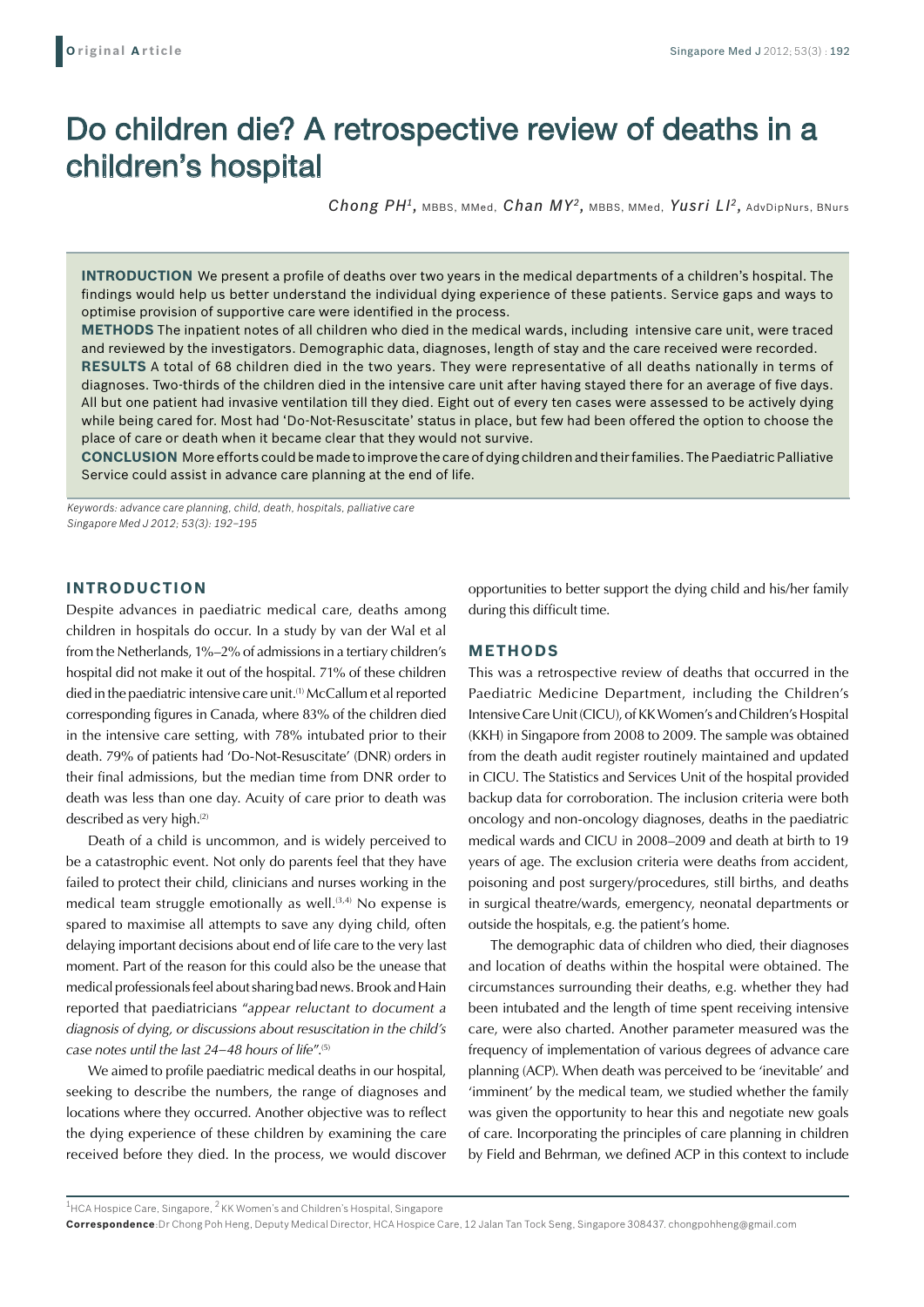Original Article

# Do children die? A retrospective review of deaths in a children's hospital

*Chong PH*[1], MBBS, MMed, *Chan MY*[2], MBBS, MMed, *Yusri LI*[2], AdvDipNurs, BNurs

**INTRODUCTION** We present a profile of deaths over two years in the medical departments of a children's hospital. The findings would help us better understand the individual dying experience of these patients. Service gaps and ways to optimise provision of supportive care were identified in the process.

**METHODS** The inpatient notes of all children who died in the medical wards, including intensive care unit, were traced and reviewed by the investigators. Demographic data, diagnoses, length of stay and the care received were recorded.

**RESULTS** A total of 68 children died in the two years. They were representative of all deaths nationally in terms of diagnoses. Two-thirds of the children died in the intensive care unit after having stayed there for an average of five days. All but one patient had invasive ventilation till they died. Eight out of every ten cases were assessed to be actively dying while being cared for. Most had 'Do-Not-Resuscitate' status in place, but few had been offered the option to choose the place of care or death when it became clear that they would not survive.

**CONCLUSION** More efforts could be made to improve the care of dying children and their families. The Paediatric Palliative Service could assist in advance care planning at the end of life.

*Keywords: advance care planning, child, death, hospitals, palliative care*
*Singapore Med J 2012; 53(3): 192–195*

## INTRODUCTION

Despite advances in paediatric medical care, deaths among children in hospitals do occur. In a study by van der Wal et al from the Netherlands, 1%–2% of admissions in a tertiary children's hospital did not make it out of the hospital. 71% of these children died in the paediatric intensive care unit.[1] McCallum et al reported corresponding figures in Canada, where 83% of the children died in the intensive care setting, with 78% intubated prior to their death. 79% of patients had 'Do-Not-Resuscitate' (DNR) orders in their final admissions, but the median time from DNR order to death was less than one day. Acuity of care prior to death was described as very high.[2]

Death of a child is uncommon, and is widely perceived to be a catastrophic event. Not only do parents feel that they have failed to protect their child, clinicians and nurses working in the medical team struggle emotionally as well.[3,4] No expense is spared to maximise all attempts to save any dying child, often delaying important decisions about end of life care to the very last moment. Part of the reason for this could also be the unease that medical professionals feel about sharing bad news. Brook and Hain reported that paediatricians *"appear reluctant to document a diagnosis of dying, or discussions about resuscitation in the child's case notes until the last 24–48 hours of life"*.[5]

We aimed to profile paediatric medical deaths in our hospital, seeking to describe the numbers, the range of diagnoses and locations where they occurred. Another objective was to reflect the dying experience of these children by examining the care received before they died. In the process, we would discover opportunities to better support the dying child and his/her family during this difficult time.

## METHODS

This was a retrospective review of deaths that occurred in the Paediatric Medicine Department, including the Children's Intensive Care Unit (CICU), of KK Women's and Children's Hospital (KKH) in Singapore from 2008 to 2009. The sample was obtained from the death audit register routinely maintained and updated in CICU. The Statistics and Services Unit of the hospital provided backup data for corroboration. The inclusion criteria were both oncology and non-oncology diagnoses, deaths in the paediatric medical wards and CICU in 2008–2009 and death at birth to 19 years of age. The exclusion criteria were deaths from accident, poisoning and post surgery/procedures, still births, and deaths in surgical theatre/wards, emergency, neonatal departments or outside the hospitals, e.g. the patient's home.

The demographic data of children who died, their diagnoses and location of deaths within the hospital were obtained. The circumstances surrounding their deaths, e.g. whether they had been intubated and the length of time spent receiving intensive care, were also charted. Another parameter measured was the frequency of implementation of various degrees of advance care planning (ACP). When death was perceived to be 'inevitable' and 'imminent' by the medical team, we studied whether the family was given the opportunity to hear this and negotiate new goals of care. Incorporating the principles of care planning in children by Field and Behrman, we defined ACP in this context to include

[1]HCA Hospice Care, Singapore, [2] KK Women's and Children's Hospital, Singapore

**Correspondence**: Dr Chong Poh Heng, Deputy Medical Director, HCA Hospice Care, 12 Jalan Tan Tock Seng, Singapore 308437. chongpohheng@gmail.com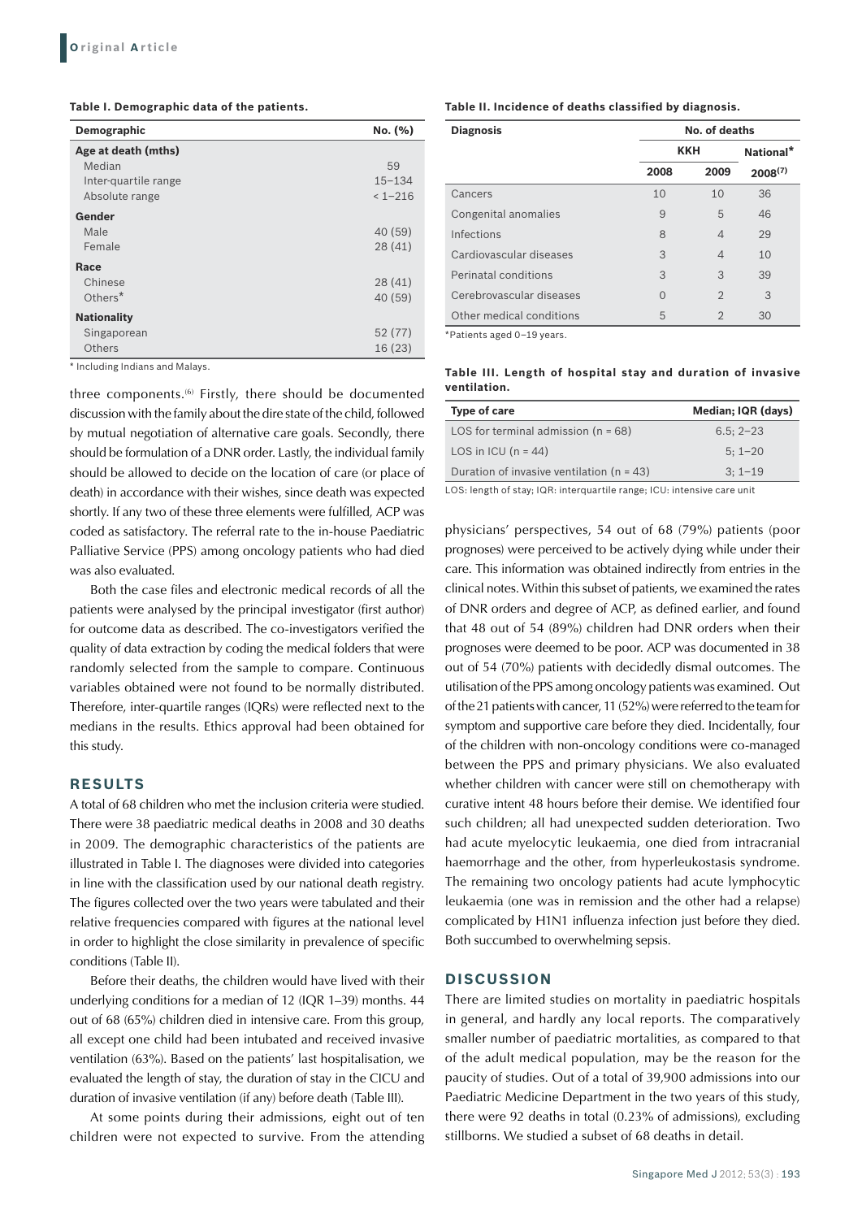**Table I. Demographic data of the patients.**

| Demographic | No. (%) |
|---|---|
| **Age at death (mths)** | |
| Median | 59 |
| Inter-quartile range | 15–134 |
| Absolute range | < 1–216 |
| **Gender** | |
| Male | 40 (59) |
| Female | 28 (41) |
| **Race** | |
| Chinese | 28 (41) |
| Others* | 40 (59) |
| **Nationality** | |
| Singaporean | 52 (77) |
| Others | 16 (23) |

\* Including Indians and Malays.

three components.[6] Firstly, there should be documented discussion with the family about the dire state of the child, followed by mutual negotiation of alternative care goals. Secondly, there should be formulation of a DNR order. Lastly, the individual family should be allowed to decide on the location of care (or place of death) in accordance with their wishes, since death was expected shortly. If any two of these three elements were fulfilled, ACP was coded as satisfactory. The referral rate to the in-house Paediatric Palliative Service (PPS) among oncology patients who had died was also evaluated.

Both the case files and electronic medical records of all the patients were analysed by the principal investigator (first author) for outcome data as described. The co-investigators verified the quality of data extraction by coding the medical folders that were randomly selected from the sample to compare. Continuous variables obtained were not found to be normally distributed. Therefore, inter-quartile ranges (IQRs) were reflected next to the medians in the results. Ethics approval had been obtained for this study.

## RESULTS

A total of 68 children who met the inclusion criteria were studied. There were 38 paediatric medical deaths in 2008 and 30 deaths in 2009. The demographic characteristics of the patients are illustrated in Table I. The diagnoses were divided into categories in line with the classification used by our national death registry. The figures collected over the two years were tabulated and their relative frequencies compared with figures at the national level in order to highlight the close similarity in prevalence of specific conditions (Table II).

Before their deaths, the children would have lived with their underlying conditions for a median of 12 (IQR 1–39) months. 44 out of 68 (65%) children died in intensive care. From this group, all except one child had been intubated and received invasive ventilation (63%). Based on the patients' last hospitalisation, we evaluated the length of stay, the duration of stay in the CICU and duration of invasive ventilation (if any) before death (Table III).

At some points during their admissions, eight out of ten children were not expected to survive. From the attending physicians' perspectives, 54 out of 68 (79%) patients (poor prognoses) were perceived to be actively dying while under their care. This information was obtained indirectly from entries in the clinical notes. Within this subset of patients, we examined the rates of DNR orders and degree of ACP, as defined earlier, and found that 48 out of 54 (89%) children had DNR orders when their prognoses were deemed to be poor. ACP was documented in 38 out of 54 (70%) patients with decidedly dismal outcomes. The utilisation of the PPS among oncology patients was examined. Out of the 21 patients with cancer, 11 (52%) were referred to the team for symptom and supportive care before they died. Incidentally, four of the children with non-oncology conditions were co-managed between the PPS and primary physicians. We also evaluated whether children with cancer were still on chemotherapy with curative intent 48 hours before their demise. We identified four such children; all had unexpected sudden deterioration. Two had acute myelocytic leukaemia, one died from intracranial haemorrhage and the other, from hyperleukostasis syndrome. The remaining two oncology patients had acute lymphocytic leukaemia (one was in remission and the other had a relapse) complicated by H1N1 influenza infection just before they died. Both succumbed to overwhelming sepsis.

**Table II. Incidence of deaths classified by diagnosis.**

| Diagnosis | No. of deaths | | |
|---|---|---|---|
| | KKH | | National* |
| | 2008 | 2009 | 2008[7] |
| Cancers | 10 | 10 | 36 |
| Congenital anomalies | 9 | 5 | 46 |
| Infections | 8 | 4 | 29 |
| Cardiovascular diseases | 3 | 4 | 10 |
| Perinatal conditions | 3 | 3 | 39 |
| Cerebrovascular diseases | 0 | 2 | 3 |
| Other medical conditions | 5 | 2 | 30 |

\*Patients aged 0–19 years.

**Table III. Length of hospital stay and duration of invasive ventilation.**

| Type of care | Median; IQR (days) |
|---|---|
| LOS for terminal admission (n = 68) | 6.5; 2–23 |
| LOS in ICU (n = 44) | 5; 1–20 |
| Duration of invasive ventilation (n = 43) | 3; 1–19 |

LOS: length of stay; IQR: interquartile range; ICU: intensive care unit

## DISCUSSION

There are limited studies on mortality in paediatric hospitals in general, and hardly any local reports. The comparatively smaller number of paediatric mortalities, as compared to that of the adult medical population, may be the reason for the paucity of studies. Out of a total of 39,900 admissions into our Paediatric Medicine Department in the two years of this study, there were 92 deaths in total (0.23% of admissions), excluding stillborns. We studied a subset of 68 deaths in detail.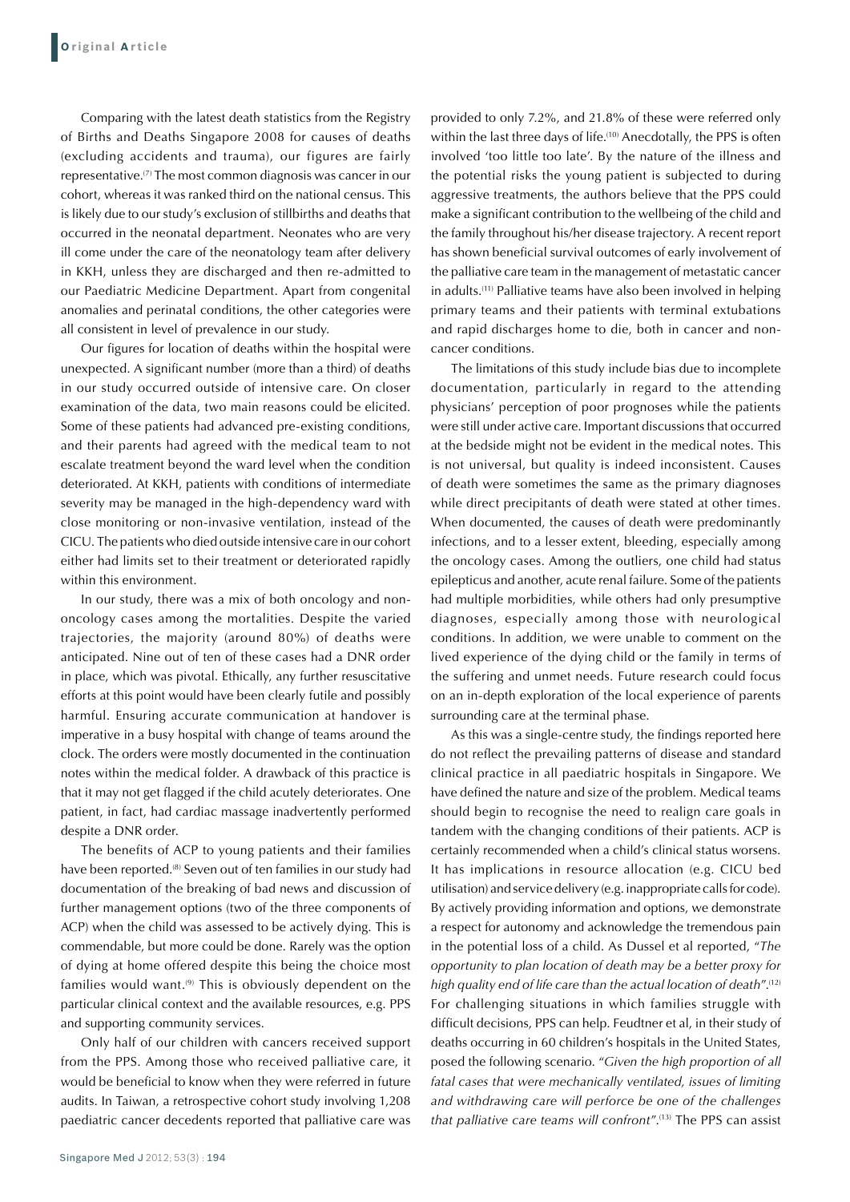Comparing with the latest death statistics from the Registry of Births and Deaths Singapore 2008 for causes of deaths (excluding accidents and trauma), our figures are fairly representative.[7] The most common diagnosis was cancer in our cohort, whereas it was ranked third on the national census. This is likely due to our study's exclusion of stillbirths and deaths that occurred in the neonatal department. Neonates who are very ill come under the care of the neonatology team after delivery in KKH, unless they are discharged and then re-admitted to our Paediatric Medicine Department. Apart from congenital anomalies and perinatal conditions, the other categories were all consistent in level of prevalence in our study.

Our figures for location of deaths within the hospital were unexpected. A significant number (more than a third) of deaths in our study occurred outside of intensive care. On closer examination of the data, two main reasons could be elicited. Some of these patients had advanced pre-existing conditions, and their parents had agreed with the medical team to not escalate treatment beyond the ward level when the condition deteriorated. At KKH, patients with conditions of intermediate severity may be managed in the high-dependency ward with close monitoring or non-invasive ventilation, instead of the CICU. The patients who died outside intensive care in our cohort either had limits set to their treatment or deteriorated rapidly within this environment.

In our study, there was a mix of both oncology and non-oncology cases among the mortalities. Despite the varied trajectories, the majority (around 80%) of deaths were anticipated. Nine out of ten of these cases had a DNR order in place, which was pivotal. Ethically, any further resuscitative efforts at this point would have been clearly futile and possibly harmful. Ensuring accurate communication at handover is imperative in a busy hospital with change of teams around the clock. The orders were mostly documented in the continuation notes within the medical folder. A drawback of this practice is that it may not get flagged if the child acutely deteriorates. One patient, in fact, had cardiac massage inadvertently performed despite a DNR order.

The benefits of ACP to young patients and their families have been reported.[8] Seven out of ten families in our study had documentation of the breaking of bad news and discussion of further management options (two of the three components of ACP) when the child was assessed to be actively dying. This is commendable, but more could be done. Rarely was the option of dying at home offered despite this being the choice most families would want.[9] This is obviously dependent on the particular clinical context and the available resources, e.g. PPS and supporting community services.

Only half of our children with cancers received support from the PPS. Among those who received palliative care, it would be beneficial to know when they were referred in future audits. In Taiwan, a retrospective cohort study involving 1,208 paediatric cancer decedents reported that palliative care was provided to only 7.2%, and 21.8% of these were referred only within the last three days of life.[10] Anecdotally, the PPS is often involved 'too little too late'. By the nature of the illness and the potential risks the young patient is subjected to during aggressive treatments, the authors believe that the PPS could make a significant contribution to the wellbeing of the child and the family throughout his/her disease trajectory. A recent report has shown beneficial survival outcomes of early involvement of the palliative care team in the management of metastatic cancer in adults.[11] Palliative teams have also been involved in helping primary teams and their patients with terminal extubations and rapid discharges home to die, both in cancer and non-cancer conditions.

The limitations of this study include bias due to incomplete documentation, particularly in regard to the attending physicians' perception of poor prognoses while the patients were still under active care. Important discussions that occurred at the bedside might not be evident in the medical notes. This is not universal, but quality is indeed inconsistent. Causes of death were sometimes the same as the primary diagnoses while direct precipitants of death were stated at other times. When documented, the causes of death were predominantly infections, and to a lesser extent, bleeding, especially among the oncology cases. Among the outliers, one child had status epilepticus and another, acute renal failure. Some of the patients had multiple morbidities, while others had only presumptive diagnoses, especially among those with neurological conditions. In addition, we were unable to comment on the lived experience of the dying child or the family in terms of the suffering and unmet needs. Future research could focus on an in-depth exploration of the local experience of parents surrounding care at the terminal phase.

As this was a single-centre study, the findings reported here do not reflect the prevailing patterns of disease and standard clinical practice in all paediatric hospitals in Singapore. We have defined the nature and size of the problem. Medical teams should begin to recognise the need to realign care goals in tandem with the changing conditions of their patients. ACP is certainly recommended when a child's clinical status worsens. It has implications in resource allocation (e.g. CICU bed utilisation) and service delivery (e.g. inappropriate calls for code). By actively providing information and options, we demonstrate a respect for autonomy and acknowledge the tremendous pain in the potential loss of a child. As Dussel et al reported, "*The opportunity to plan location of death may be a better proxy for high quality end of life care than the actual location of death*".[12] For challenging situations in which families struggle with difficult decisions, PPS can help. Feudtner et al, in their study of deaths occurring in 60 children's hospitals in the United States, posed the following scenario. "*Given the high proportion of all fatal cases that were mechanically ventilated, issues of limiting and withdrawing care will perforce be one of the challenges that palliative care teams will confront*".[13] The PPS can assist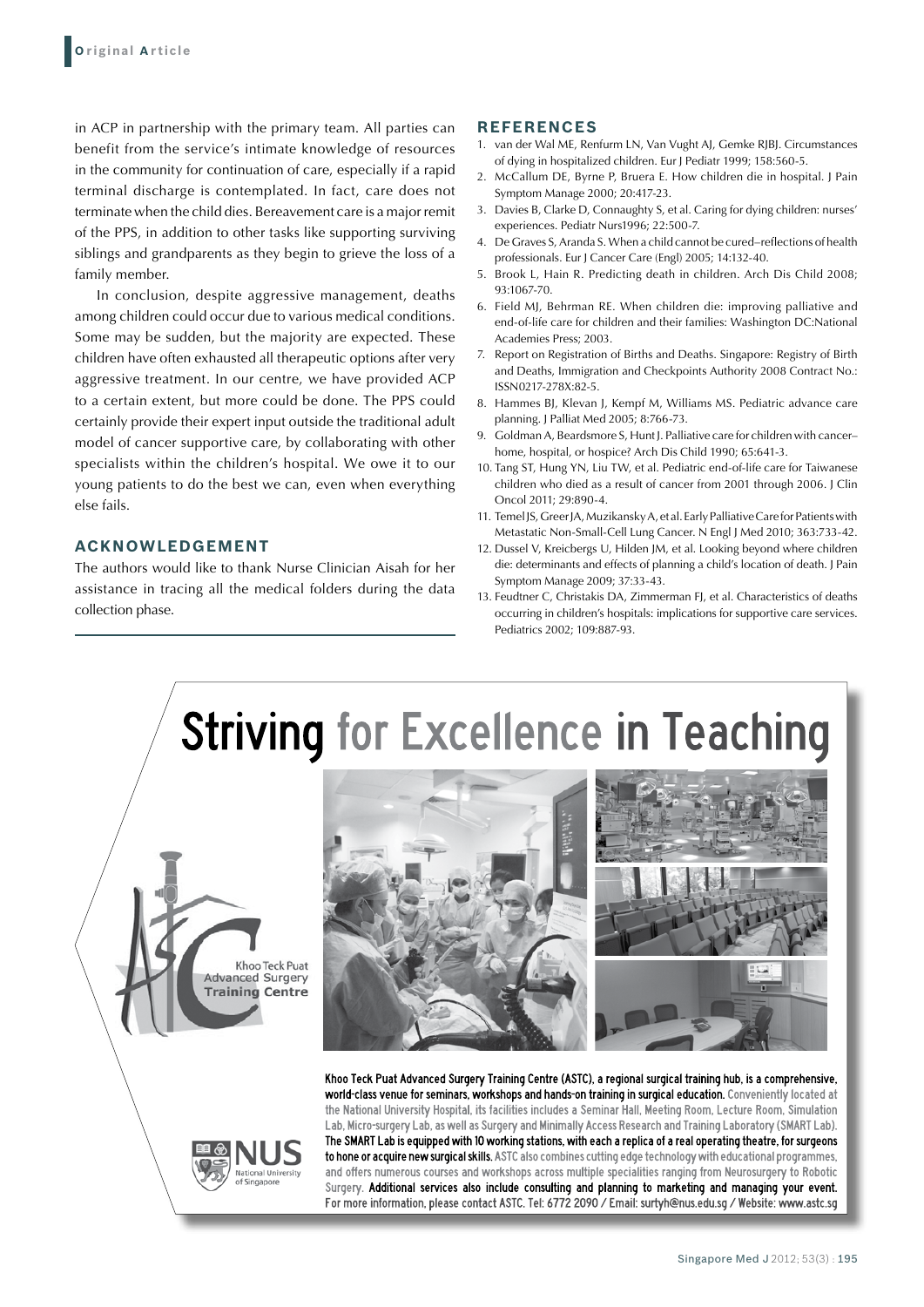in ACP in partnership with the primary team. All parties can benefit from the service's intimate knowledge of resources in the community for continuation of care, especially if a rapid terminal discharge is contemplated. In fact, care does not terminate when the child dies. Bereavement care is a major remit of the PPS, in addition to other tasks like supporting surviving siblings and grandparents as they begin to grieve the loss of a family member.

In conclusion, despite aggressive management, deaths among children could occur due to various medical conditions. Some may be sudden, but the majority are expected. These children have often exhausted all therapeutic options after very aggressive treatment. In our centre, we have provided ACP to a certain extent, but more could be done. The PPS could certainly provide their expert input outside the traditional adult model of cancer supportive care, by collaborating with other specialists within the children's hospital. We owe it to our young patients to do the best we can, even when everything else fails.

## ACKNOWLEDGEMENT

The authors would like to thank Nurse Clinician Aisah for her assistance in tracing all the medical folders during the data collection phase.

## REFERENCES

1. van der Wal ME, Renfurm LN, Van Vught AJ, Gemke RJBJ. Circumstances of dying in hospitalized children. Eur J Pediatr 1999; 158:560-5.
2. McCallum DE, Byrne P, Bruera E. How children die in hospital. J Pain Symptom Manage 2000; 20:417-23.
3. Davies B, Clarke D, Connaughty S, et al. Caring for dying children: nurses' experiences. Pediatr Nurs1996; 22:500-7.
4. De Graves S, Aranda S. When a child cannot be cured–reflections of health professionals. Eur J Cancer Care (Engl) 2005; 14:132-40.
5. Brook L, Hain R. Predicting death in children. Arch Dis Child 2008; 93:1067-70.
6. Field MJ, Behrman RE. When children die: improving palliative and end-of-life care for children and their families: Washington DC:National Academies Press; 2003.
7. Report on Registration of Births and Deaths. Singapore: Registry of Birth and Deaths, Immigration and Checkpoints Authority 2008 Contract No.: ISSN0217-278X:82-5.
8. Hammes BJ, Klevan J, Kempf M, Williams MS. Pediatric advance care planning. J Palliat Med 2005; 8:766-73.
9. Goldman A, Beardsmore S, Hunt J. Palliative care for children with cancer–home, hospital, or hospice? Arch Dis Child 1990; 65:641-3.
10. Tang ST, Hung YN, Liu TW, et al. Pediatric end-of-life care for Taiwanese children who died as a result of cancer from 2001 through 2006. J Clin Oncol 2011; 29:890-4.
11. Temel JS, Greer JA, Muzikansky A, et al. Early Palliative Care for Patients with Metastatic Non-Small-Cell Lung Cancer. N Engl J Med 2010; 363:733-42.
12. Dussel V, Kreicbergs U, Hilden JM, et al. Looking beyond where children die: determinants and effects of planning a child's location of death. J Pain Symptom Manage 2009; 37:33-43.
13. Feudtner C, Christakis DA, Zimmerman FJ, et al. Characteristics of deaths occurring in children's hospitals: implications for supportive care services. Pediatrics 2002; 109:887-93.

# Striving for Excellence in Teaching

Khoo Teck Puat Advanced Surgery Training Centre

NUS National University of Singapore

**Khoo Teck Puat Advanced Surgery Training Centre (ASTC), a regional surgical training hub, is a comprehensive, world-class venue for seminars, workshops and hands-on training in surgical education.** Conveniently located at the National University Hospital, its facilities includes a Seminar Hall, Meeting Room, Lecture Room, Simulation Lab, Micro-surgery Lab, as well as Surgery and Minimally Access Research and Training Laboratory (SMART Lab). **The SMART Lab is equipped with 10 working stations, with each a replica of a real operating theatre, for surgeons to hone or acquire new surgical skills.** ASTC also combines cutting edge technology with educational programmes, and offers numerous courses and workshops across multiple specialities ranging from Neurosurgery to Robotic Surgery. **Additional services also include consulting and planning to marketing and managing your event. For more information, please contact ASTC. Tel: 6772 2090 / Email: surtyh@nus.edu.sg / Website: www.astc.sg**